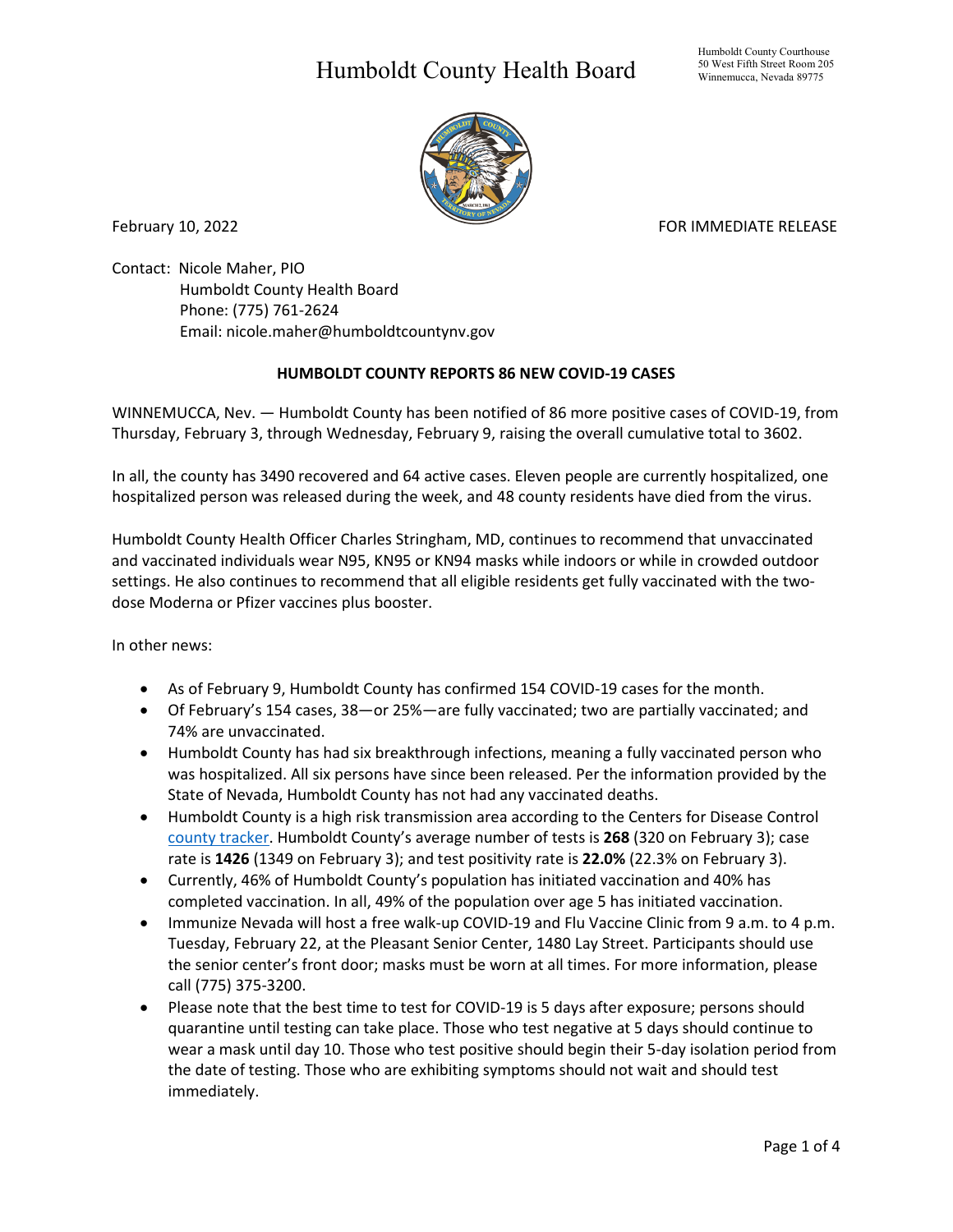# Humboldt County Health Board

Humboldt County Courthouse
50 West Fifth Street Room 205
Winnemucca, Nevada 89775

February 10, 2022

FOR IMMEDIATE RELEASE

Contact: Nicole Maher, PIO
Humboldt County Health Board
Phone: (775) 761-2624
Email: nicole.maher@humboldtcountynv.gov

**HUMBOLDT COUNTY REPORTS 86 NEW COVID-19 CASES**

WINNEMUCCA, Nev. — Humboldt County has been notified of 86 more positive cases of COVID-19, from Thursday, February 3, through Wednesday, February 9, raising the overall cumulative total to 3602.

In all, the county has 3490 recovered and 64 active cases. Eleven people are currently hospitalized, one hospitalized person was released during the week, and 48 county residents have died from the virus.

Humboldt County Health Officer Charles Stringham, MD, continues to recommend that unvaccinated and vaccinated individuals wear N95, KN95 or KN94 masks while indoors or while in crowded outdoor settings. He also continues to recommend that all eligible residents get fully vaccinated with the two-dose Moderna or Pfizer vaccines plus booster.

In other news:

- As of February 9, Humboldt County has confirmed 154 COVID-19 cases for the month.
- Of February's 154 cases, 38—or 25%—are fully vaccinated; two are partially vaccinated; and 74% are unvaccinated.
- Humboldt County has had six breakthrough infections, meaning a fully vaccinated person who was hospitalized. All six persons have since been released. Per the information provided by the State of Nevada, Humboldt County has not had any vaccinated deaths.
- Humboldt County is a high risk transmission area according to the Centers for Disease Control county tracker. Humboldt County's average number of tests is **268** (320 on February 3); case rate is **1426** (1349 on February 3); and test positivity rate is **22.0%** (22.3% on February 3).
- Currently, 46% of Humboldt County's population has initiated vaccination and 40% has completed vaccination. In all, 49% of the population over age 5 has initiated vaccination.
- Immunize Nevada will host a free walk-up COVID-19 and Flu Vaccine Clinic from 9 a.m. to 4 p.m. Tuesday, February 22, at the Pleasant Senior Center, 1480 Lay Street. Participants should use the senior center's front door; masks must be worn at all times. For more information, please call (775) 375-3200.
- Please note that the best time to test for COVID-19 is 5 days after exposure; persons should quarantine until testing can take place. Those who test negative at 5 days should continue to wear a mask until day 10. Those who test positive should begin their 5-day isolation period from the date of testing. Those who are exhibiting symptoms should not wait and should test immediately.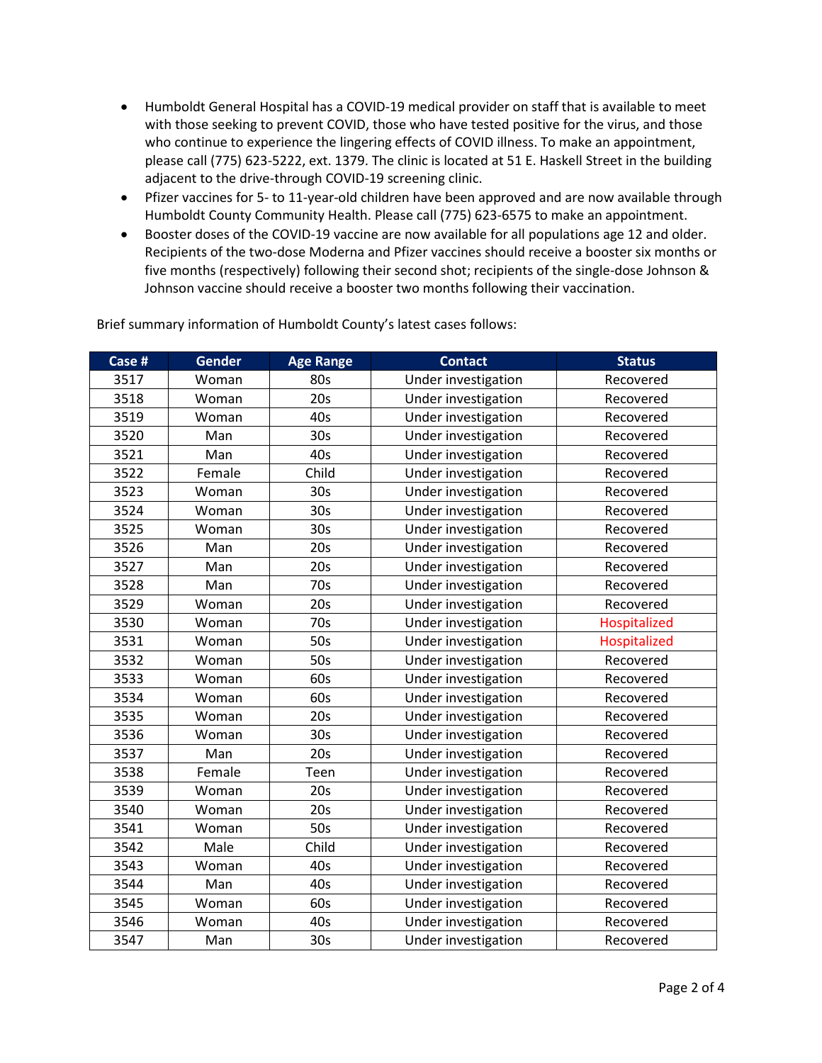- Humboldt General Hospital has a COVID-19 medical provider on staff that is available to meet with those seeking to prevent COVID, those who have tested positive for the virus, and those who continue to experience the lingering effects of COVID illness. To make an appointment, please call (775) 623-5222, ext. 1379. The clinic is located at 51 E. Haskell Street in the building adjacent to the drive-through COVID-19 screening clinic.
- Pfizer vaccines for 5- to 11-year-old children have been approved and are now available through Humboldt County Community Health. Please call (775) 623-6575 to make an appointment.
- Booster doses of the COVID-19 vaccine are now available for all populations age 12 and older. Recipients of the two-dose Moderna and Pfizer vaccines should receive a booster six months or five months (respectively) following their second shot; recipients of the single-dose Johnson & Johnson vaccine should receive a booster two months following their vaccination.

Brief summary information of Humboldt County's latest cases follows:

| Case # | Gender | Age Range | Contact | Status |
|---|---|---|---|---|
| 3517 | Woman | 80s | Under investigation | Recovered |
| 3518 | Woman | 20s | Under investigation | Recovered |
| 3519 | Woman | 40s | Under investigation | Recovered |
| 3520 | Man | 30s | Under investigation | Recovered |
| 3521 | Man | 40s | Under investigation | Recovered |
| 3522 | Female | Child | Under investigation | Recovered |
| 3523 | Woman | 30s | Under investigation | Recovered |
| 3524 | Woman | 30s | Under investigation | Recovered |
| 3525 | Woman | 30s | Under investigation | Recovered |
| 3526 | Man | 20s | Under investigation | Recovered |
| 3527 | Man | 20s | Under investigation | Recovered |
| 3528 | Man | 70s | Under investigation | Recovered |
| 3529 | Woman | 20s | Under investigation | Recovered |
| 3530 | Woman | 70s | Under investigation | Hospitalized |
| 3531 | Woman | 50s | Under investigation | Hospitalized |
| 3532 | Woman | 50s | Under investigation | Recovered |
| 3533 | Woman | 60s | Under investigation | Recovered |
| 3534 | Woman | 60s | Under investigation | Recovered |
| 3535 | Woman | 20s | Under investigation | Recovered |
| 3536 | Woman | 30s | Under investigation | Recovered |
| 3537 | Man | 20s | Under investigation | Recovered |
| 3538 | Female | Teen | Under investigation | Recovered |
| 3539 | Woman | 20s | Under investigation | Recovered |
| 3540 | Woman | 20s | Under investigation | Recovered |
| 3541 | Woman | 50s | Under investigation | Recovered |
| 3542 | Male | Child | Under investigation | Recovered |
| 3543 | Woman | 40s | Under investigation | Recovered |
| 3544 | Man | 40s | Under investigation | Recovered |
| 3545 | Woman | 60s | Under investigation | Recovered |
| 3546 | Woman | 40s | Under investigation | Recovered |
| 3547 | Man | 30s | Under investigation | Recovered |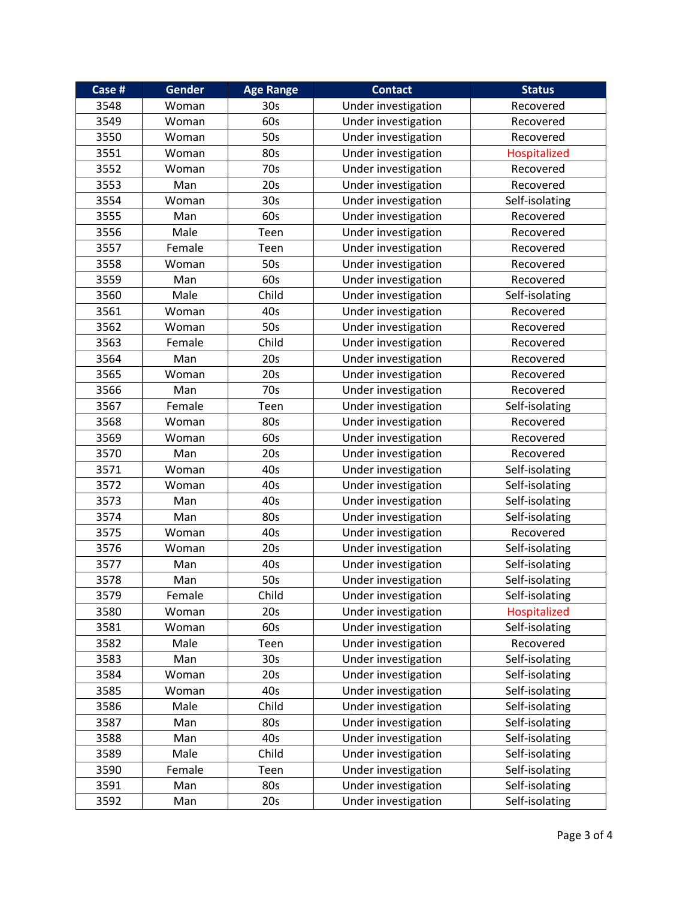| Case # | Gender | Age Range | Contact | Status |
|---|---|---|---|---|
| 3548 | Woman | 30s | Under investigation | Recovered |
| 3549 | Woman | 60s | Under investigation | Recovered |
| 3550 | Woman | 50s | Under investigation | Recovered |
| 3551 | Woman | 80s | Under investigation | Hospitalized |
| 3552 | Woman | 70s | Under investigation | Recovered |
| 3553 | Man | 20s | Under investigation | Recovered |
| 3554 | Woman | 30s | Under investigation | Self-isolating |
| 3555 | Man | 60s | Under investigation | Recovered |
| 3556 | Male | Teen | Under investigation | Recovered |
| 3557 | Female | Teen | Under investigation | Recovered |
| 3558 | Woman | 50s | Under investigation | Recovered |
| 3559 | Man | 60s | Under investigation | Recovered |
| 3560 | Male | Child | Under investigation | Self-isolating |
| 3561 | Woman | 40s | Under investigation | Recovered |
| 3562 | Woman | 50s | Under investigation | Recovered |
| 3563 | Female | Child | Under investigation | Recovered |
| 3564 | Man | 20s | Under investigation | Recovered |
| 3565 | Woman | 20s | Under investigation | Recovered |
| 3566 | Man | 70s | Under investigation | Recovered |
| 3567 | Female | Teen | Under investigation | Self-isolating |
| 3568 | Woman | 80s | Under investigation | Recovered |
| 3569 | Woman | 60s | Under investigation | Recovered |
| 3570 | Man | 20s | Under investigation | Recovered |
| 3571 | Woman | 40s | Under investigation | Self-isolating |
| 3572 | Woman | 40s | Under investigation | Self-isolating |
| 3573 | Man | 40s | Under investigation | Self-isolating |
| 3574 | Man | 80s | Under investigation | Self-isolating |
| 3575 | Woman | 40s | Under investigation | Recovered |
| 3576 | Woman | 20s | Under investigation | Self-isolating |
| 3577 | Man | 40s | Under investigation | Self-isolating |
| 3578 | Man | 50s | Under investigation | Self-isolating |
| 3579 | Female | Child | Under investigation | Self-isolating |
| 3580 | Woman | 20s | Under investigation | Hospitalized |
| 3581 | Woman | 60s | Under investigation | Self-isolating |
| 3582 | Male | Teen | Under investigation | Recovered |
| 3583 | Man | 30s | Under investigation | Self-isolating |
| 3584 | Woman | 20s | Under investigation | Self-isolating |
| 3585 | Woman | 40s | Under investigation | Self-isolating |
| 3586 | Male | Child | Under investigation | Self-isolating |
| 3587 | Man | 80s | Under investigation | Self-isolating |
| 3588 | Man | 40s | Under investigation | Self-isolating |
| 3589 | Male | Child | Under investigation | Self-isolating |
| 3590 | Female | Teen | Under investigation | Self-isolating |
| 3591 | Man | 80s | Under investigation | Self-isolating |
| 3592 | Man | 20s | Under investigation | Self-isolating |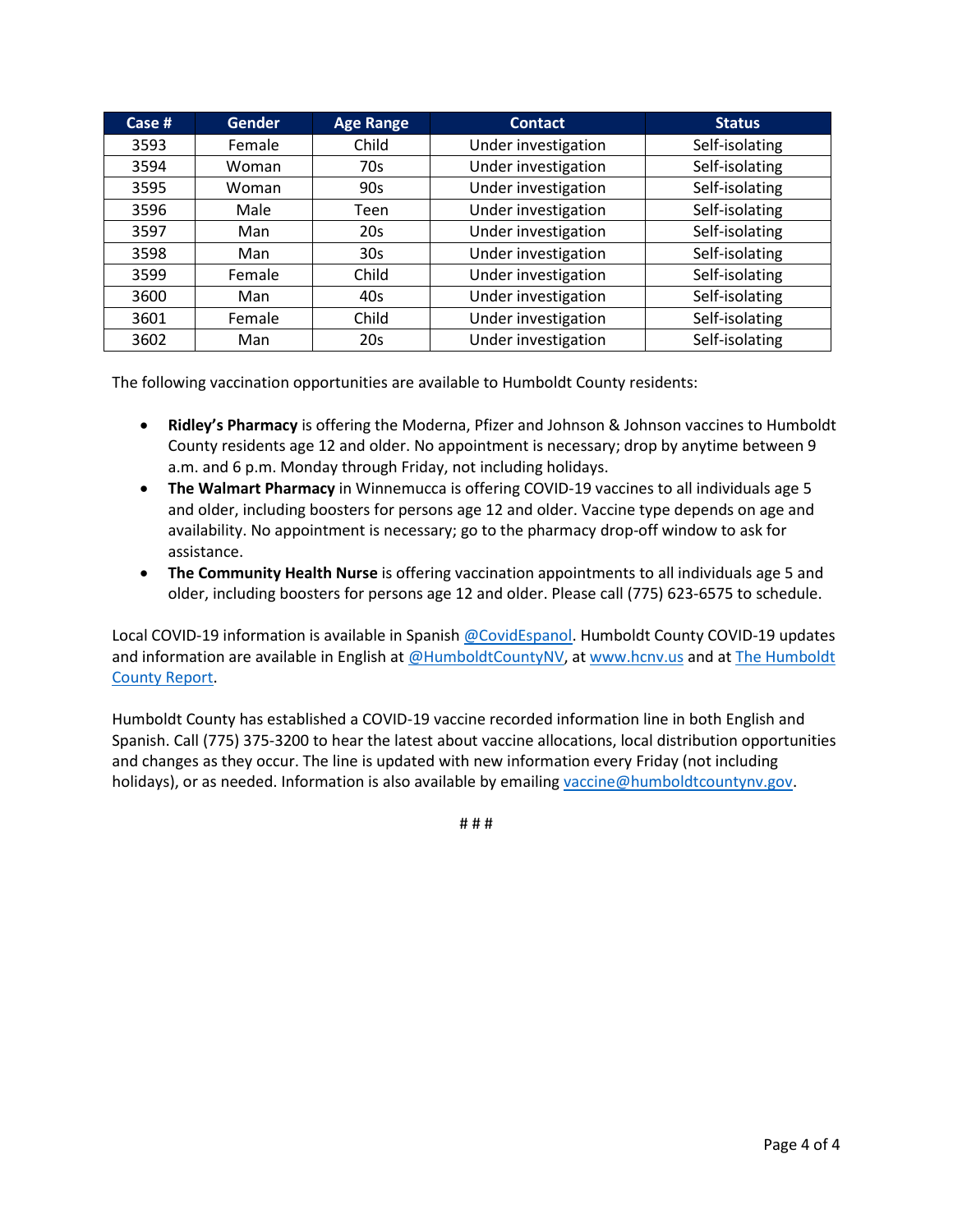| Case # | Gender | Age Range | Contact | Status |
|---|---|---|---|---|
| 3593 | Female | Child | Under investigation | Self-isolating |
| 3594 | Woman | 70s | Under investigation | Self-isolating |
| 3595 | Woman | 90s | Under investigation | Self-isolating |
| 3596 | Male | Teen | Under investigation | Self-isolating |
| 3597 | Man | 20s | Under investigation | Self-isolating |
| 3598 | Man | 30s | Under investigation | Self-isolating |
| 3599 | Female | Child | Under investigation | Self-isolating |
| 3600 | Man | 40s | Under investigation | Self-isolating |
| 3601 | Female | Child | Under investigation | Self-isolating |
| 3602 | Man | 20s | Under investigation | Self-isolating |

The following vaccination opportunities are available to Humboldt County residents:

- **Ridley's Pharmacy** is offering the Moderna, Pfizer and Johnson & Johnson vaccines to Humboldt County residents age 12 and older. No appointment is necessary; drop by anytime between 9 a.m. and 6 p.m. Monday through Friday, not including holidays.
- **The Walmart Pharmacy** in Winnemucca is offering COVID-19 vaccines to all individuals age 5 and older, including boosters for persons age 12 and older. Vaccine type depends on age and availability. No appointment is necessary; go to the pharmacy drop-off window to ask for assistance.
- **The Community Health Nurse** is offering vaccination appointments to all individuals age 5 and older, including boosters for persons age 12 and older. Please call (775) 623-6575 to schedule.

Local COVID-19 information is available in Spanish @CovidEspanol. Humboldt County COVID-19 updates and information are available in English at @HumboldtCountyNV, at www.hcnv.us and at The Humboldt County Report.

Humboldt County has established a COVID-19 vaccine recorded information line in both English and Spanish. Call (775) 375-3200 to hear the latest about vaccine allocations, local distribution opportunities and changes as they occur. The line is updated with new information every Friday (not including holidays), or as needed. Information is also available by emailing vaccine@humboldtcountynv.gov.

# # #